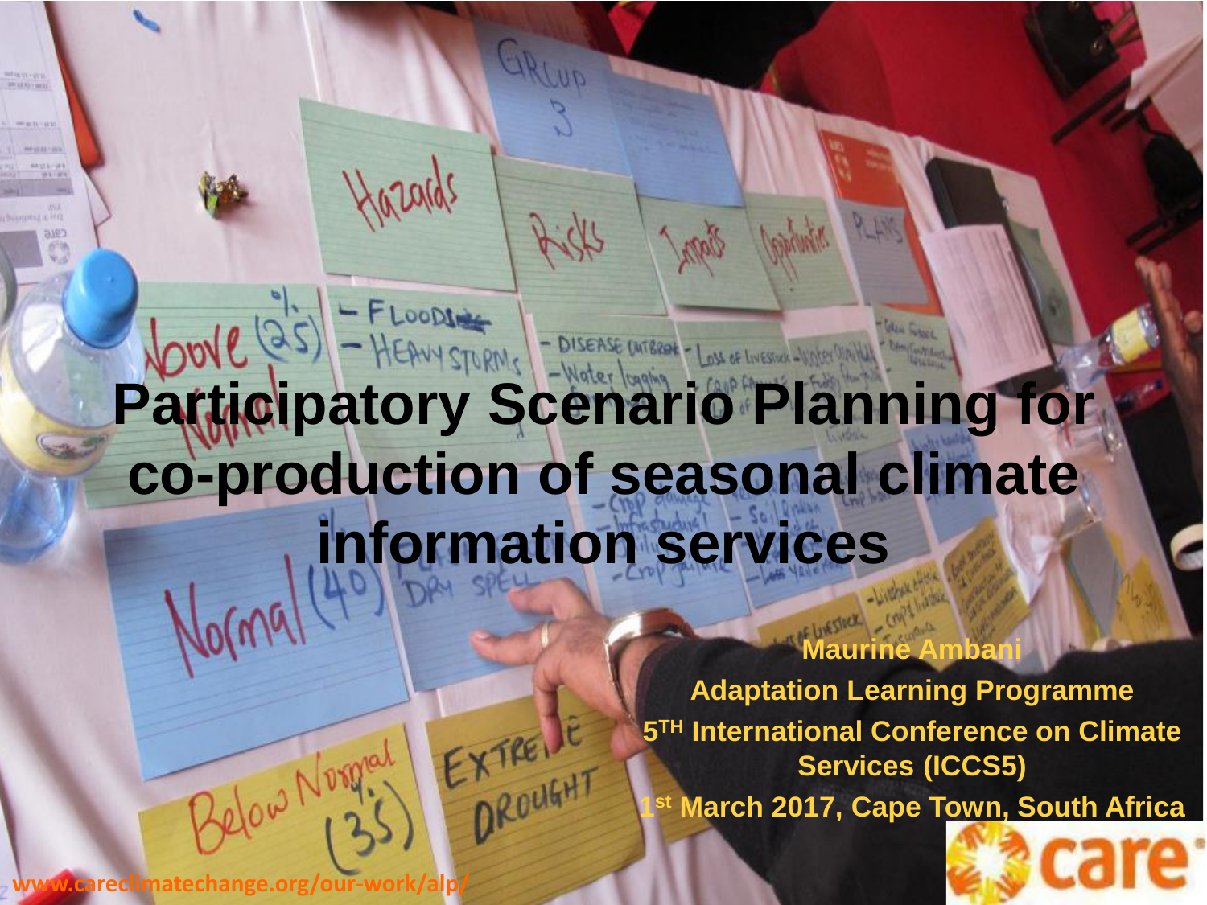# Participatory Scenario Planning for co-production of seasonal climate information services

**Maurine Ambani**

**Adaptation Learning Programme**

**5[TH] International Conference on Climate Services (ICCS5)**

**1[st] March 2017, Cape Town, South Africa**

www.careclimatechange.org/our-work/alp/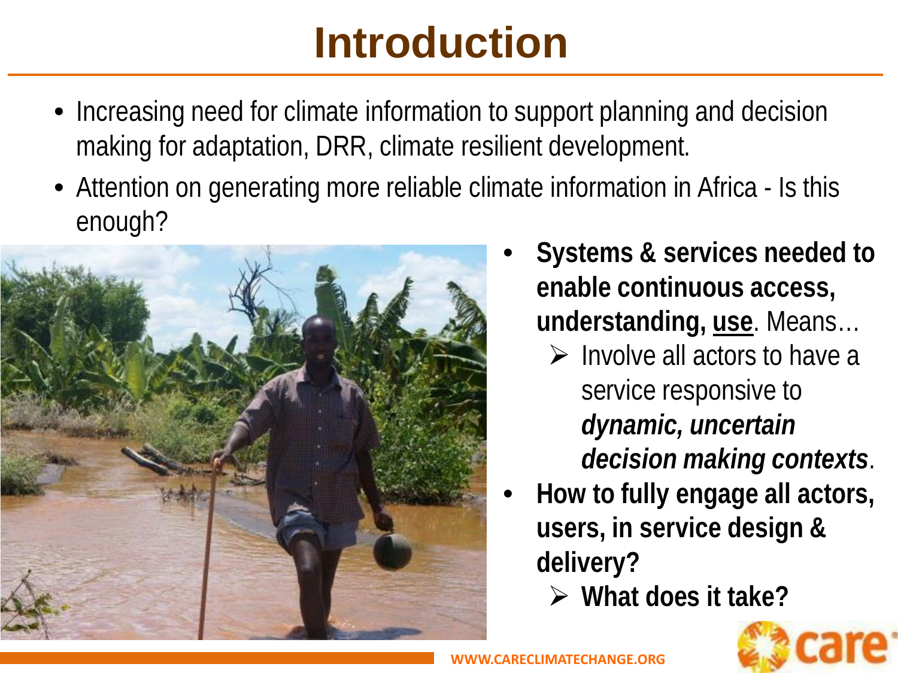# Introduction

- Increasing need for climate information to support planning and decision making for adaptation, DRR, climate resilient development.
- Attention on generating more reliable climate information in Africa - Is this enough?
- **Systems & services needed to enable continuous access, understanding, <u>use</u>**. Means…
  - Involve all actors to have a service responsive to ***dynamic, uncertain decision making contexts***.
- **How to fully engage all actors, users, in service design & delivery?**
  - **What does it take?**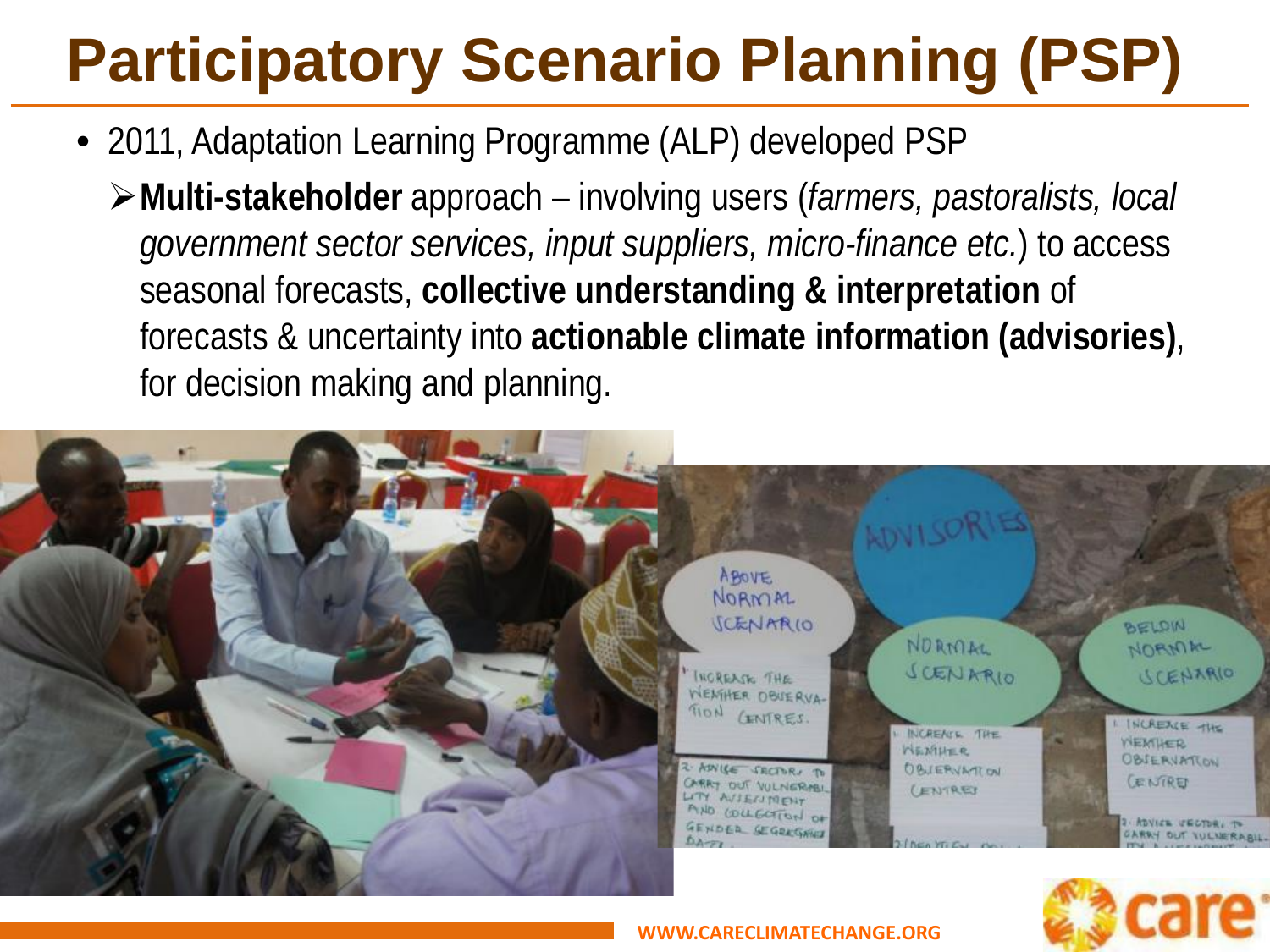# Participatory Scenario Planning (PSP)

- 2011, Adaptation Learning Programme (ALP) developed PSP
  - **Multi-stakeholder** approach – involving users (*farmers, pastoralists, local government sector services, input suppliers, micro-finance etc.*) to access seasonal forecasts, **collective understanding & interpretation** of forecasts & uncertainty into **actionable climate information (advisories)**, for decision making and planning.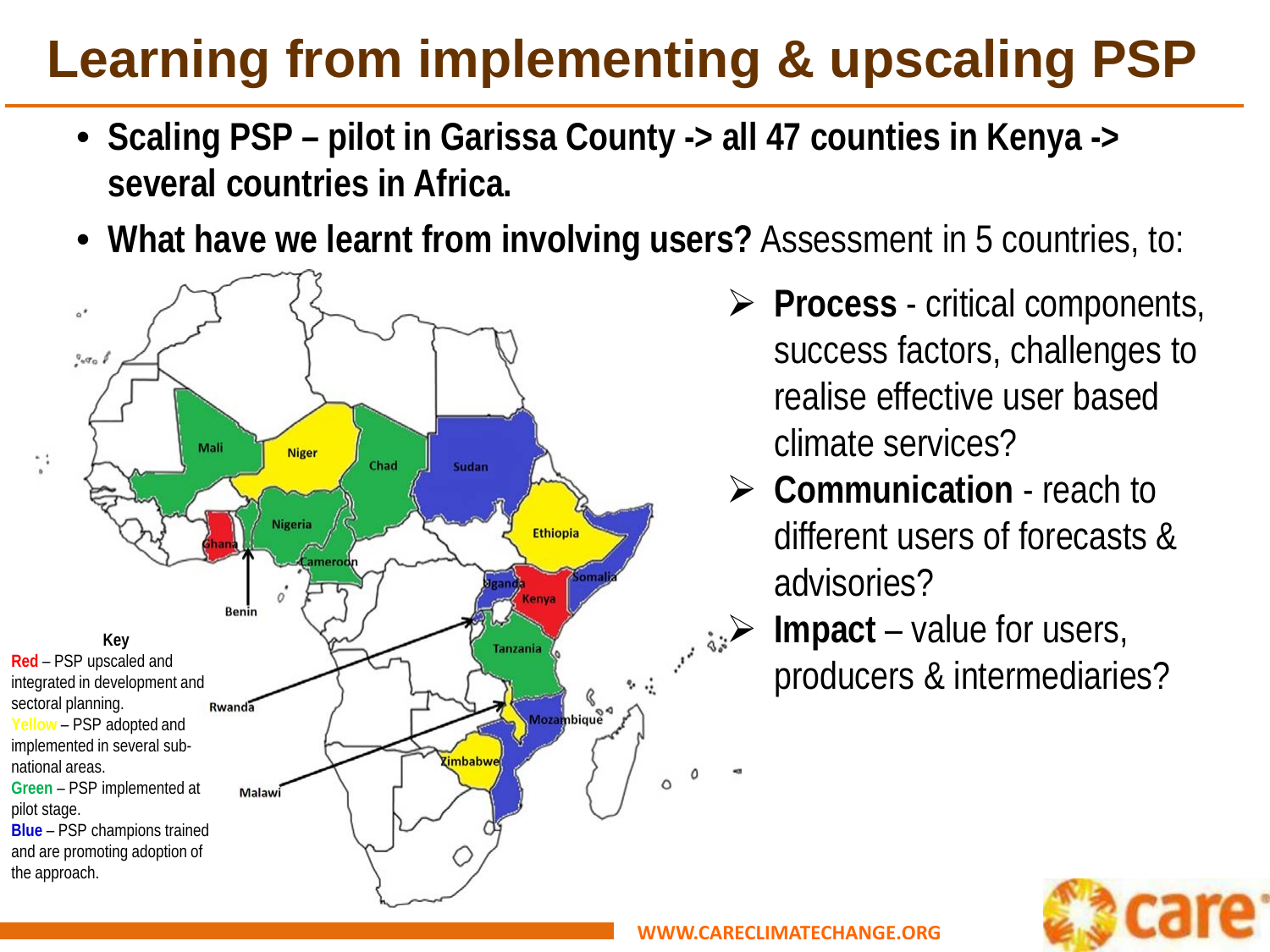# Learning from implementing & upscaling PSP

- **Scaling PSP – pilot in Garissa County -> all 47 counties in Kenya -> several countries in Africa.**
- **What have we learnt from involving users?** Assessment in 5 countries, to:

**Key**

**Red** – PSP upscaled and integrated in development and sectoral planning.

Yellow – PSP adopted and implemented in several sub-national areas.

**Green** – PSP implemented at pilot stage.

**Blue** – PSP champions trained and are promoting adoption of the approach.

- **Process** - critical components, success factors, challenges to realise effective user based climate services?
- **Communication** - reach to different users of forecasts & advisories?
- **Impact** – value for users, producers & intermediaries?

WWW.CARECLIMATECHANGE.ORG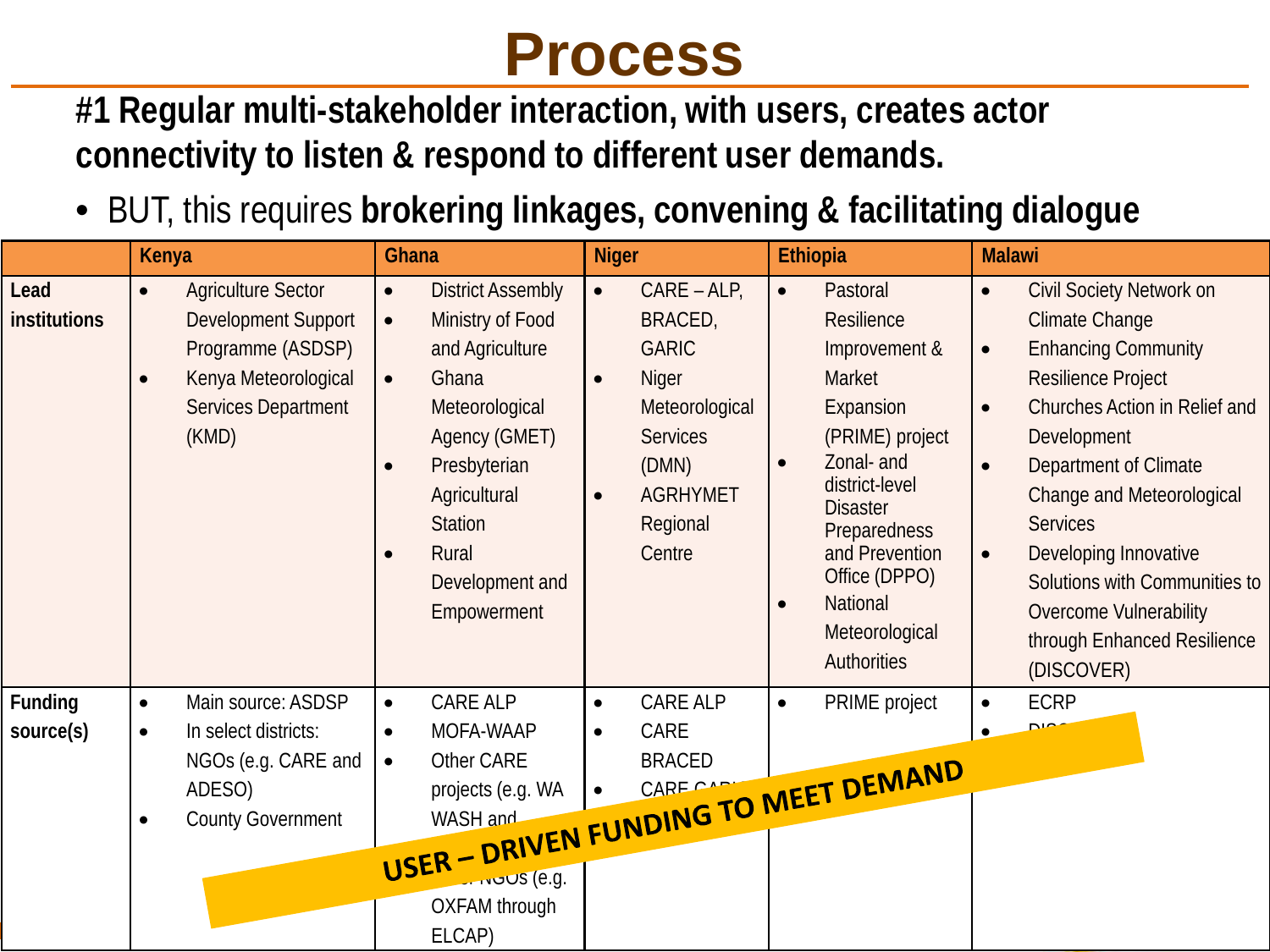# Process

**#1 Regular multi-stakeholder interaction, with users, creates actor connectivity to listen & respond to different user demands.**

- BUT, this requires **brokering linkages, convening & facilitating dialogue**

| | Kenya | Ghana | Niger | Ethiopia | Malawi |
|---|---|---|---|---|---|
| **Lead institutions** | • Agriculture Sector Development Support Programme (ASDSP)<br>• Kenya Meteorological Services Department (KMD) | • District Assembly<br>• Ministry of Food and Agriculture<br>• Ghana Meteorological Agency (GMET)<br>• Presbyterian Agricultural Station<br>• Rural Development and Empowerment | • CARE – ALP, BRACED, GARIC<br>• Niger Meteorological Services (DMN)<br>• AGRHYMET Regional Centre | • Pastoral Resilience Improvement & Market Expansion (PRIME) project<br>• Zonal- and district-level Disaster Preparedness and Prevention Office (DPPO)<br>• National Meteorological Authorities | • Civil Society Network on Climate Change<br>• Enhancing Community Resilience Project<br>• Churches Action in Relief and Development<br>• Department of Climate Change and Meteorological Services<br>• Developing Innovative Solutions with Communities to Overcome Vulnerability through Enhanced Resilience (DISCOVER) |
| **Funding source(s)** | • Main source: ASDSP<br>• In select districts: NGOs (e.g. CARE and ADESO)<br>• County Government | • CARE ALP<br>• MOFA-WAAP<br>• Other CARE projects (e.g. WA WASH and ...<br>• ... NGOs (e.g. OXFAM through ELCAP) | • CARE ALP<br>• CARE BRACED<br>• CARE GA... | • PRIME project | • ECRP<br>• DISC... |

USER – DRIVEN FUNDING TO MEET DEMAND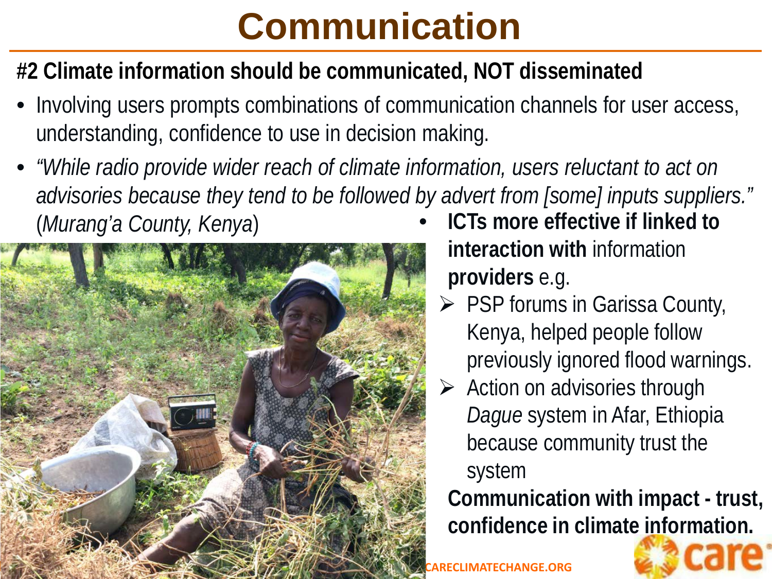# Communication

**#2 Climate information should be communicated, NOT disseminated**

- Involving users prompts combinations of communication channels for user access, understanding, confidence to use in decision making.
- *"While radio provide wider reach of climate information, users reluctant to act on advisories because they tend to be followed by advert from [some] inputs suppliers."* (*Murang'a County, Kenya*)
- **ICTs more effective if linked to interaction with** information **providers** e.g.
  - PSP forums in Garissa County, Kenya, helped people follow previously ignored flood warnings.
  - Action on advisories through *Dague* system in Afar, Ethiopia because community trust the system

  **Communication with impact - trust, confidence in climate information.**

CARECLIMATECHANGE.ORG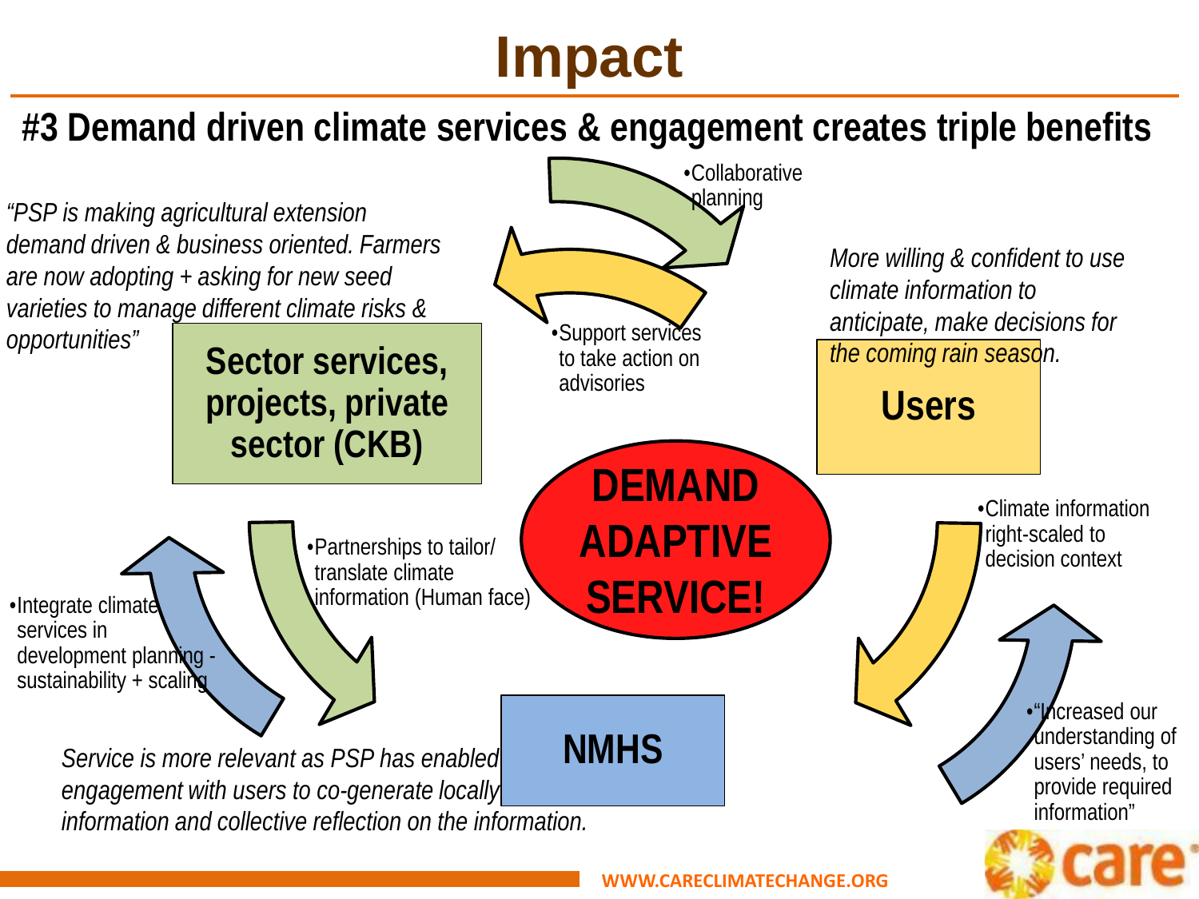# Impact

## #3 Demand driven climate services & engagement creates triple benefits

*"PSP is making agricultural extension demand driven & business oriented. Farmers are now adopting + asking for new seed varieties to manage different climate risks & opportunities"*

**Sector services, projects, private sector (CKB)**

- Collaborative planning
- Support services to take action on advisories

*More willing & confident to use climate information to anticipate, make decisions for the coming rain season.*

**Users**

**DEMAND ADAPTIVE SERVICE!**

- Partnerships to tailor/ translate climate information (Human face)
- Integrate climate services in development planning - sustainability + scaling
- Climate information right-scaled to decision context
- "Increased our understanding of users' needs, to provide required information"

**NMHS**

*Service is more relevant as PSP has enabled engagement with users to co-generate locally information and collective reflection on the information.*

WWW.CARECLIMATECHANGE.ORG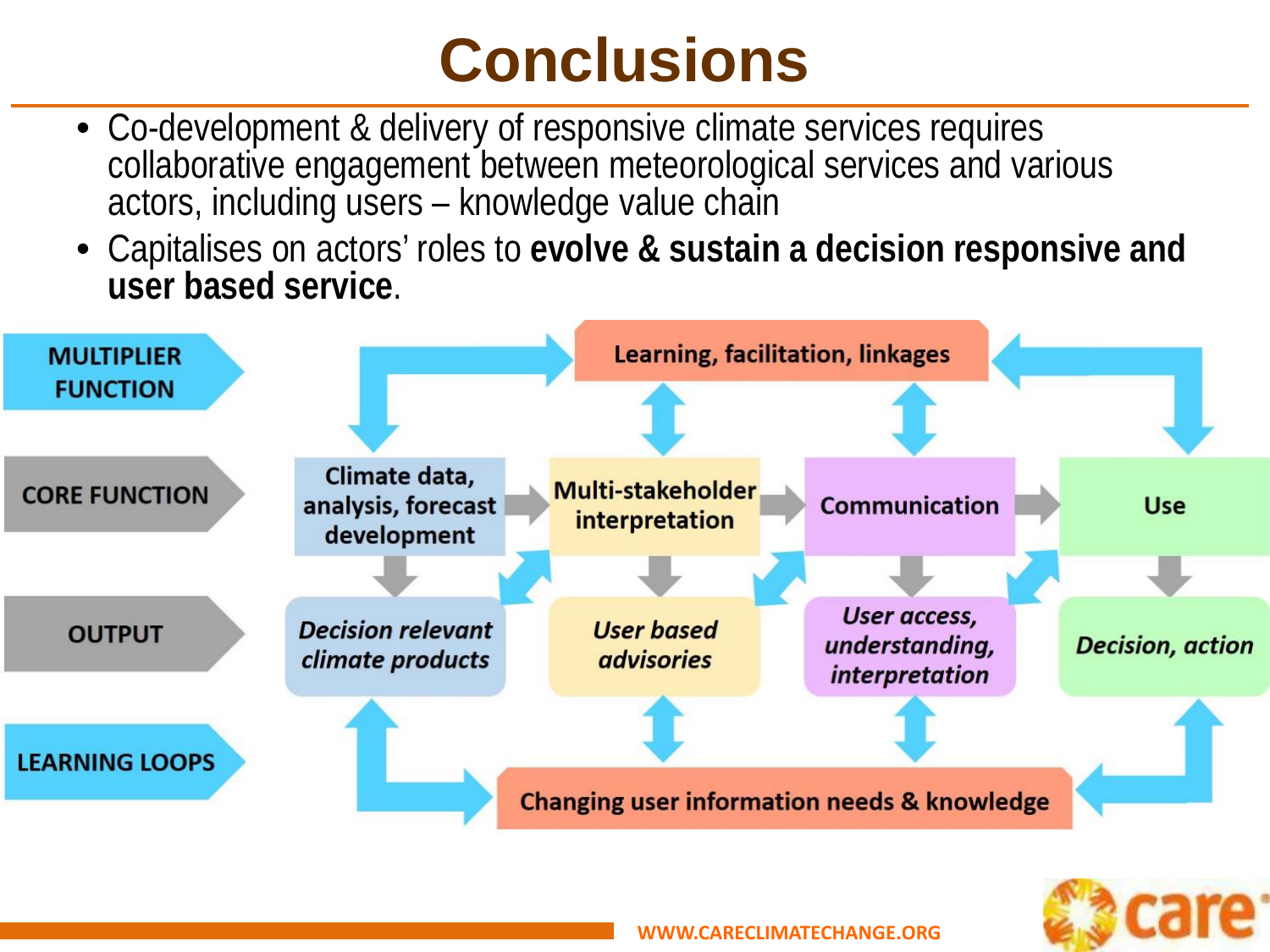# Conclusions

- Co-development & delivery of responsive climate services requires collaborative engagement between meteorological services and various actors, including users – knowledge value chain
- Capitalises on actors' roles to **evolve & sustain a decision responsive and user based service**.

| | | | | |
|---|---|---|---|---|
| **MULTIPLIER FUNCTION** | Learning, facilitation, linkages | | | |
| **CORE FUNCTION** | Climate data, analysis, forecast development | Multi-stakeholder interpretation | Communication | Use |
| **OUTPUT** | *Decision relevant climate products* | *User based advisories* | *User access, understanding, interpretation* | *Decision, action* |
| **LEARNING LOOPS** | Changing user information needs & knowledge | | | |

WWW.CARECLIMATECHANGE.ORG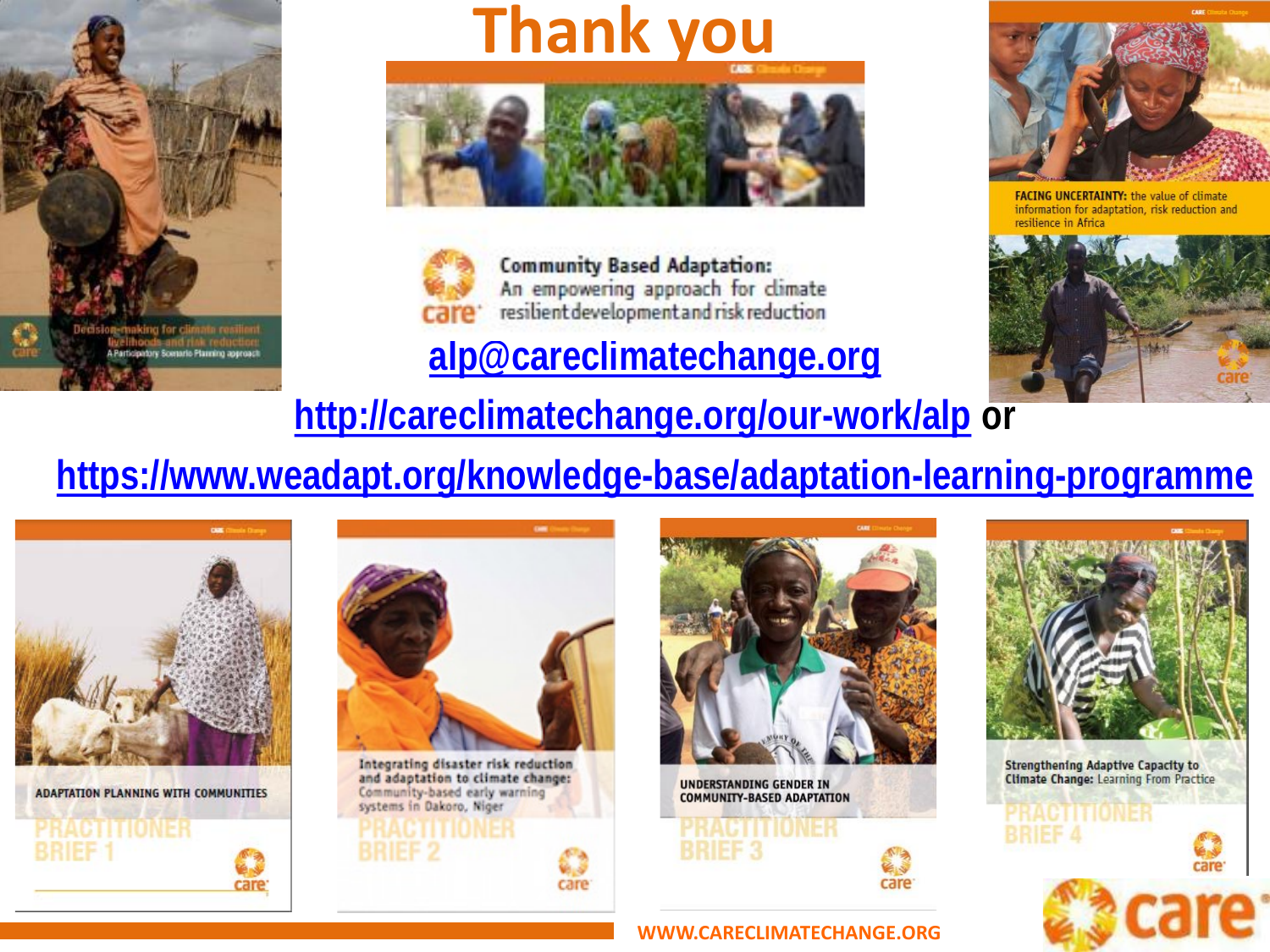# Thank you

**Community Based Adaptation:** An empowering approach for climate resilient development and risk reduction

alp@careclimatechange.org

http://careclimatechange.org/our-work/alp or

https://www.weadapt.org/knowledge-base/adaptation-learning-programme

Decision-making for climate resilient livelihoods and risk reduction: A Participatory Scenario Planning approach

FACING UNCERTAINTY: the value of climate information for adaptation, risk reduction and resilience in Africa

ADAPTATION PLANNING WITH COMMUNITIES

PRACTITIONER BRIEF 1

Integrating disaster risk reduction and adaptation to climate change: Community-based early warning systems in Dakoro, Niger

PRACTITIONER BRIEF 2

UNDERSTANDING GENDER IN COMMUNITY-BASED ADAPTATION

PRACTITIONER BRIEF 3

Strengthening Adaptive Capacity to Climate Change: Learning From Practice

PRACTITIONER BRIEF 4

WWW.CARECLIMATECHANGE.ORG